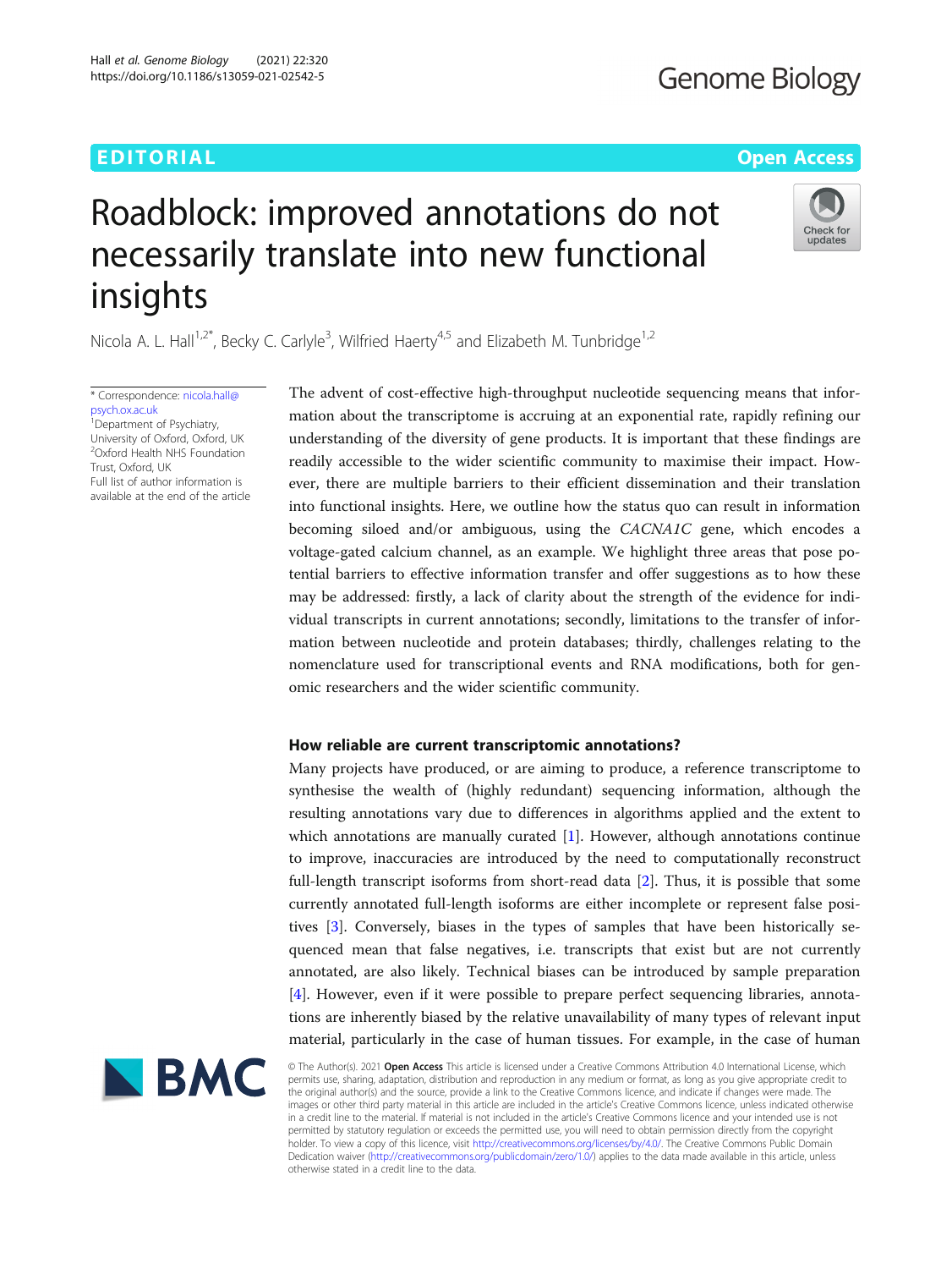EDITORIAL

Open Access

# Roadblock: improved annotations do not necessarily translate into new functional insights

Nicola A. L. Hall[1,2*], Becky C. Carlyle[3], Wilfried Haerty[4,5] and Elizabeth M. Tunbridge[1,2]

\* Correspondence: nicola.hall@psych.ox.ac.uk
[1]Department of Psychiatry, University of Oxford, Oxford, UK
[2]Oxford Health NHS Foundation Trust, Oxford, UK
Full list of author information is available at the end of the article

The advent of cost-effective high-throughput nucleotide sequencing means that information about the transcriptome is accruing at an exponential rate, rapidly refining our understanding of the diversity of gene products. It is important that these findings are readily accessible to the wider scientific community to maximise their impact. However, there are multiple barriers to their efficient dissemination and their translation into functional insights. Here, we outline how the status quo can result in information becoming siloed and/or ambiguous, using the *CACNA1C* gene, which encodes a voltage-gated calcium channel, as an example. We highlight three areas that pose potential barriers to effective information transfer and offer suggestions as to how these may be addressed: firstly, a lack of clarity about the strength of the evidence for individual transcripts in current annotations; secondly, limitations to the transfer of information between nucleotide and protein databases; thirdly, challenges relating to the nomenclature used for transcriptional events and RNA modifications, both for genomic researchers and the wider scientific community.

## How reliable are current transcriptomic annotations?

Many projects have produced, or are aiming to produce, a reference transcriptome to synthesise the wealth of (highly redundant) sequencing information, although the resulting annotations vary due to differences in algorithms applied and the extent to which annotations are manually curated [1]. However, although annotations continue to improve, inaccuracies are introduced by the need to computationally reconstruct full-length transcript isoforms from short-read data [2]. Thus, it is possible that some currently annotated full-length isoforms are either incomplete or represent false positives [3]. Conversely, biases in the types of samples that have historically sequenced mean that false negatives, i.e. transcripts that exist but are not currently annotated, are also likely. Technical biases can be introduced by sample preparation [4]. However, even if it were possible to prepare perfect sequencing libraries, annotations are inherently biased by the relative unavailability of many types of relevant input material, particularly in the case of human tissues. For example, in the case of human

© The Author(s). 2021 **Open Access** This article is licensed under a Creative Commons Attribution 4.0 International License, which permits use, sharing, adaptation, distribution and reproduction in any medium or format, as long as you give appropriate credit to the original author(s) and the source, provide a link to the Creative Commons licence, and indicate if changes were made. The images or other third party material in this article are included in the article's Creative Commons licence, unless indicated otherwise in a credit line to the material. If material is not included in the article's Creative Commons licence and your intended use is not permitted by statutory regulation or exceeds the permitted use, you will need to obtain permission directly from the copyright holder. To view a copy of this licence, visit http://creativecommons.org/licenses/by/4.0/. The Creative Commons Public Domain Dedication waiver (http://creativecommons.org/publicdomain/zero/1.0/) applies to the data made available in this article, unless otherwise stated in a credit line to the data.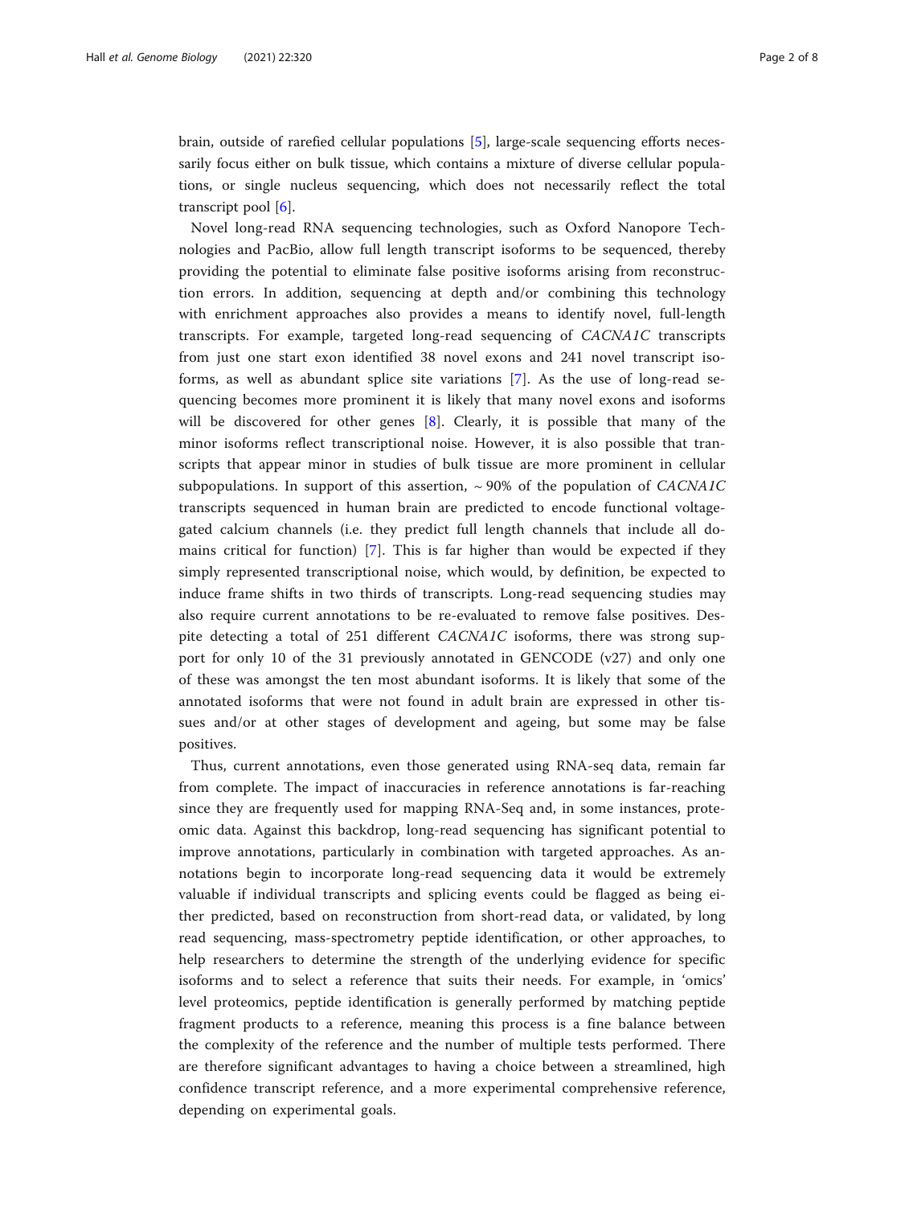brain, outside of rarefied cellular populations [5], large-scale sequencing efforts necessarily focus either on bulk tissue, which contains a mixture of diverse cellular populations, or single nucleus sequencing, which does not necessarily reflect the total transcript pool [6].

Novel long-read RNA sequencing technologies, such as Oxford Nanopore Technologies and PacBio, allow full length transcript isoforms to be sequenced, thereby providing the potential to eliminate false positive isoforms arising from reconstruction errors. In addition, sequencing at depth and/or combining this technology with enrichment approaches also provides a means to identify novel, full-length transcripts. For example, targeted long-read sequencing of *CACNA1C* transcripts from just one start exon identified 38 novel exons and 241 novel transcript isoforms, as well as abundant splice site variations [7]. As the use of long-read sequencing becomes more prominent it is likely that many novel exons and isoforms will be discovered for other genes [8]. Clearly, it is possible that many of the minor isoforms reflect transcriptional noise. However, it is also possible that transcripts that appear minor in studies of bulk tissue are more prominent in cellular subpopulations. In support of this assertion, ~ 90% of the population of *CACNA1C* transcripts sequenced in human brain are predicted to encode functional voltage-gated calcium channels (i.e. they predict full length channels that include all domains critical for function) [7]. This is far higher than would be expected if they simply represented transcriptional noise, which would, by definition, be expected to induce frame shifts in two thirds of transcripts. Long-read sequencing studies may also require current annotations to be re-evaluated to remove false positives. Despite detecting a total of 251 different *CACNA1C* isoforms, there was strong support for only 10 of the 31 previously annotated in GENCODE (v27) and only one of these was amongst the ten most abundant isoforms. It is likely that some of the annotated isoforms that were not found in adult brain are expressed in other tissues and/or at other stages of development and ageing, but some may be false positives.

Thus, current annotations, even those generated using RNA-seq data, remain far from complete. The impact of inaccuracies in reference annotations is far-reaching since they are frequently used for mapping RNA-Seq and, in some instances, proteomic data. Against this backdrop, long-read sequencing has significant potential to improve annotations, particularly in combination with targeted approaches. As annotations begin to incorporate long-read sequencing data it would be extremely valuable if individual transcripts and splicing events could be flagged as being either predicted, based on reconstruction from short-read data, or validated, by long read sequencing, mass-spectrometry peptide identification, or other approaches, to help researchers to determine the strength of the underlying evidence for specific isoforms and to select a reference that suits their needs. For example, in 'omics' level proteomics, peptide identification is generally performed by matching peptide fragment products to a reference, meaning this process is a fine balance between the complexity of the reference and the number of multiple tests performed. There are therefore significant advantages to having a choice between a streamlined, high confidence transcript reference, and a more experimental comprehensive reference, depending on experimental goals.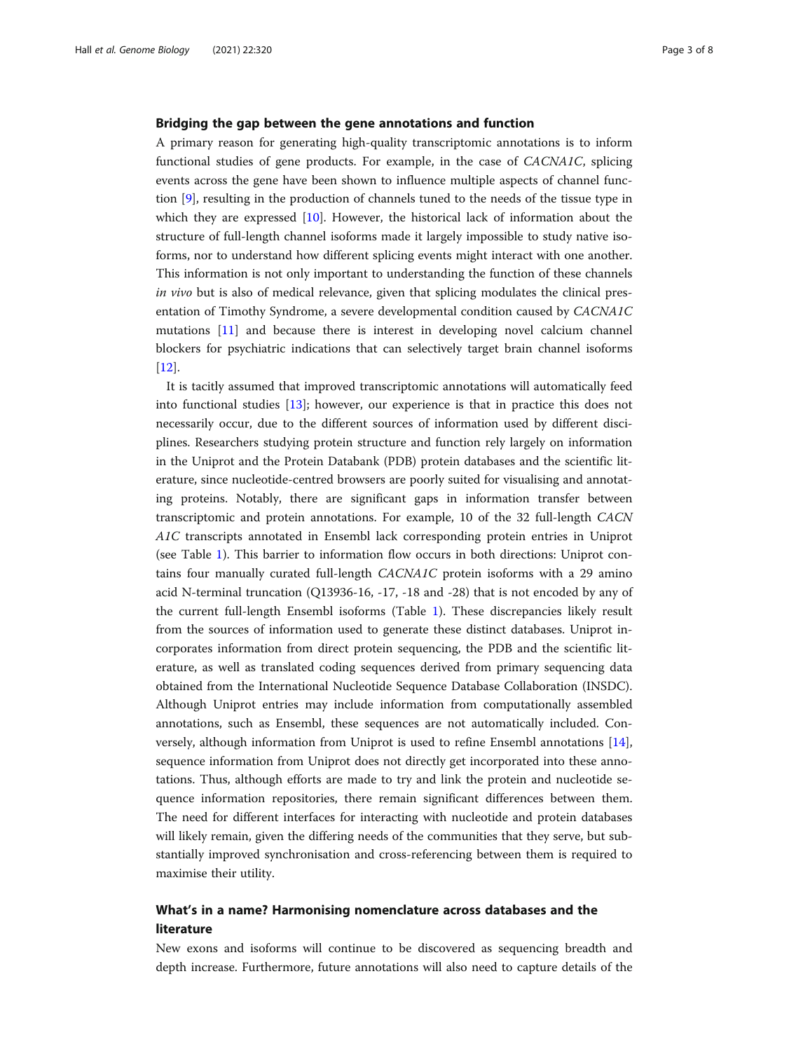## Bridging the gap between the gene annotations and function

A primary reason for generating high-quality transcriptomic annotations is to inform functional studies of gene products. For example, in the case of *CACNA1C*, splicing events across the gene have been shown to influence multiple aspects of channel function [9], resulting in the production of channels tuned to the needs of the tissue type in which they are expressed [10]. However, the historical lack of information about the structure of full-length channel isoforms made it largely impossible to study native isoforms, nor to understand how different splicing events might interact with one another. This information is not only important to understanding the function of these channels *in vivo* but is also of medical relevance, given that splicing modulates the clinical presentation of Timothy Syndrome, a severe developmental condition caused by *CACNA1C* mutations [11] and because there is interest in developing novel calcium channel blockers for psychiatric indications that can selectively target brain channel isoforms [12].

It is tacitly assumed that improved transcriptomic annotations will automatically feed into functional studies [13]; however, our experience is that in practice this does not necessarily occur, due to the different sources of information used by different disciplines. Researchers studying protein structure and function rely largely on information in the Uniprot and the Protein Databank (PDB) protein databases and the scientific literature, since nucleotide-centred browsers are poorly suited for visualising and annotating proteins. Notably, there are significant gaps in information transfer between transcriptomic and protein annotations. For example, 10 of the 32 full-length *CACNA1C* transcripts annotated in Ensembl lack corresponding protein entries in Uniprot (see Table 1). This barrier to information flow occurs in both directions: Uniprot contains four manually curated full-length *CACNA1C* protein isoforms with a 29 amino acid N-terminal truncation (Q13936-16, -17, -18 and -28) that is not encoded by any of the current full-length Ensembl isoforms (Table 1). These discrepancies likely result from the sources of information used to generate these distinct databases. Uniprot incorporates information from direct protein sequencing, the PDB and the scientific literature, as well as translated coding sequences derived from primary sequencing data obtained from the International Nucleotide Sequence Database Collaboration (INSDC). Although Uniprot entries may include information from computationally assembled annotations, such as Ensembl, these sequences are not automatically included. Conversely, although information from Uniprot is used to refine Ensembl annotations [14], sequence information from Uniprot does not directly get incorporated into these annotations. Thus, although efforts are made to try and link the protein and nucleotide sequence information repositories, there remain significant differences between them. The need for different interfaces for interacting with nucleotide and protein databases will likely remain, given the differing needs of the communities that they serve, but substantially improved synchronisation and cross-referencing between them is required to maximise their utility.

## What's in a name? Harmonising nomenclature across databases and the literature

New exons and isoforms will continue to be discovered as sequencing breadth and depth increase. Furthermore, future annotations will also need to capture details of the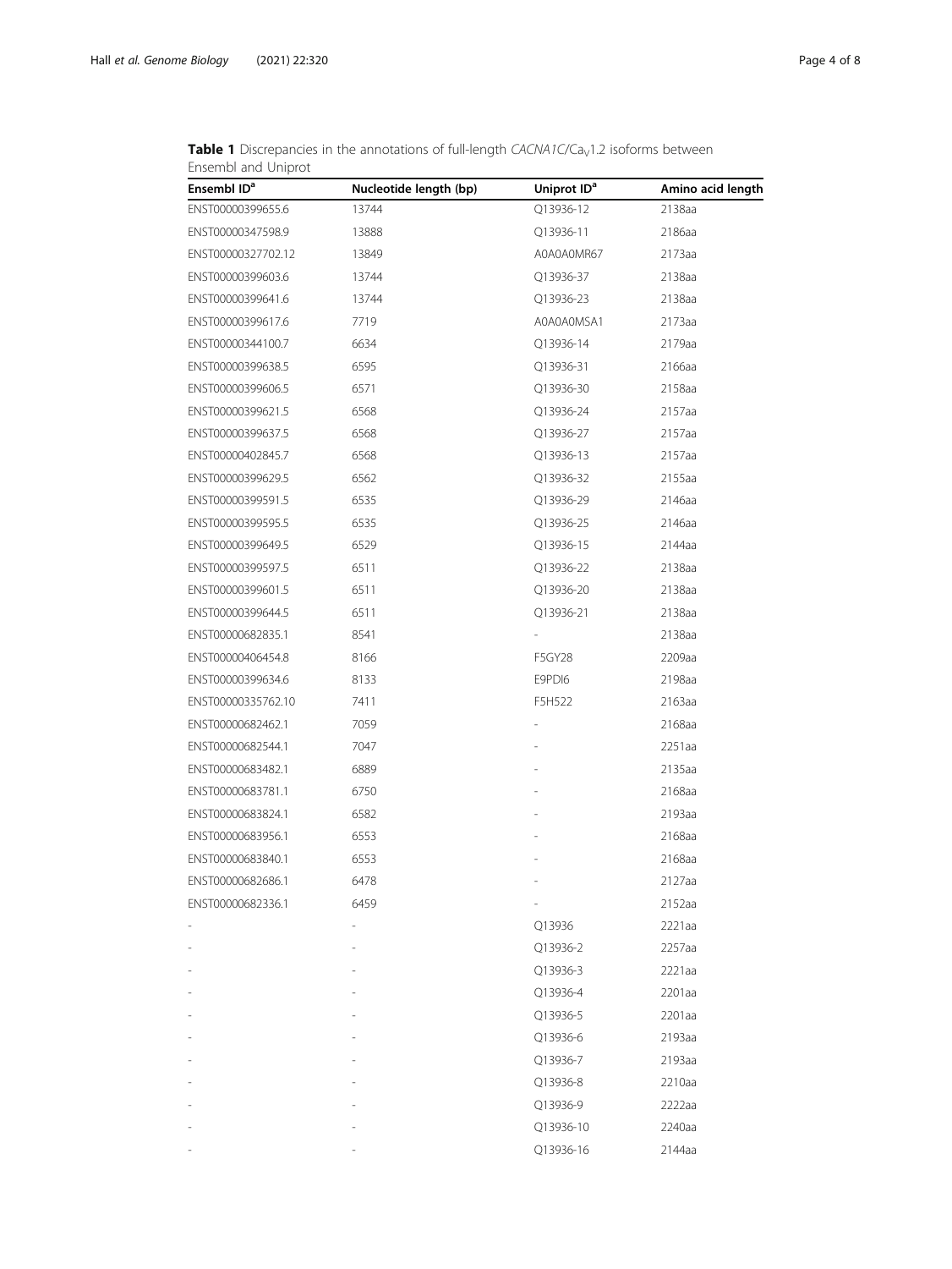**Table 1** Discrepancies in the annotations of full-length *CACNA1C*/$Ca_V1.2$ isoforms between Ensembl and Uniprot

| Ensembl ID[a] | Nucleotide length (bp) | Uniprot ID[a] | Amino acid length |
|---|---|---|---|
| ENST00000399655.6 | 13744 | Q13936-12 | 2138aa |
| ENST00000347598.9 | 13888 | Q13936-11 | 2186aa |
| ENST00000327702.12 | 13849 | A0A0A0MR67 | 2173aa |
| ENST00000399603.6 | 13744 | Q13936-37 | 2138aa |
| ENST00000399641.6 | 13744 | Q13936-23 | 2138aa |
| ENST00000399617.6 | 7719 | A0A0A0MSA1 | 2173aa |
| ENST00000344100.7 | 6634 | Q13936-14 | 2179aa |
| ENST00000399638.5 | 6595 | Q13936-31 | 2166aa |
| ENST00000399606.5 | 6571 | Q13936-30 | 2158aa |
| ENST00000399621.5 | 6568 | Q13936-24 | 2157aa |
| ENST00000399637.5 | 6568 | Q13936-27 | 2157aa |
| ENST00000402845.7 | 6568 | Q13936-13 | 2157aa |
| ENST00000399629.5 | 6562 | Q13936-32 | 2155aa |
| ENST00000399591.5 | 6535 | Q13936-29 | 2146aa |
| ENST00000399595.5 | 6535 | Q13936-25 | 2146aa |
| ENST00000399649.5 | 6529 | Q13936-15 | 2144aa |
| ENST00000399597.5 | 6511 | Q13936-22 | 2138aa |
| ENST00000399601.5 | 6511 | Q13936-20 | 2138aa |
| ENST00000399644.5 | 6511 | Q13936-21 | 2138aa |
| ENST00000682835.1 | 8541 | - | 2138aa |
| ENST00000406454.8 | 8166 | F5GY28 | 2209aa |
| ENST00000399634.6 | 8133 | E9PDI6 | 2198aa |
| ENST00000335762.10 | 7411 | F5H522 | 2163aa |
| ENST00000682462.1 | 7059 | - | 2168aa |
| ENST00000682544.1 | 7047 | - | 2251aa |
| ENST00000683482.1 | 6889 | - | 2135aa |
| ENST00000683781.1 | 6750 | - | 2168aa |
| ENST00000683824.1 | 6582 | - | 2193aa |
| ENST00000683956.1 | 6553 | - | 2168aa |
| ENST00000683840.1 | 6553 | - | 2168aa |
| ENST00000682686.1 | 6478 | - | 2127aa |
| ENST00000682336.1 | 6459 | - | 2152aa |
| - | - | Q13936 | 2221aa |
| - | - | Q13936-2 | 2257aa |
| - | - | Q13936-3 | 2221aa |
| - | - | Q13936-4 | 2201aa |
| - | - | Q13936-5 | 2201aa |
| - | - | Q13936-6 | 2193aa |
| - | - | Q13936-7 | 2193aa |
| - | - | Q13936-8 | 2210aa |
| - | - | Q13936-9 | 2222aa |
| - | - | Q13936-10 | 2240aa |
| - | - | Q13936-16 | 2144aa |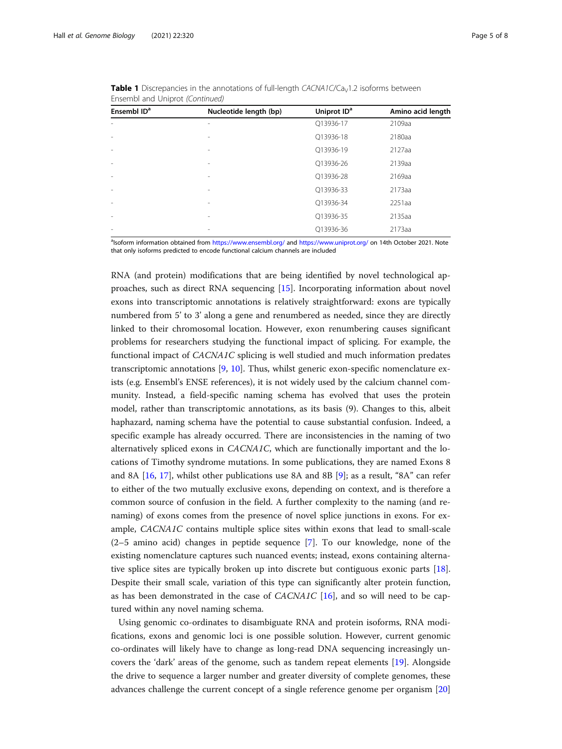**Table 1** Discrepancies in the annotations of full-length *CACNA1C*/Ca$_V$1.2 isoforms between Ensembl and Uniprot *(Continued)*

| Ensembl ID[a] | Nucleotide length (bp) | Uniprot ID[a] | Amino acid length |
|---|---|---|---|
| - | - | Q13936-17 | 2109aa |
| - | - | Q13936-18 | 2180aa |
| - | - | Q13936-19 | 2127aa |
| - | - | Q13936-26 | 2139aa |
| - | - | Q13936-28 | 2169aa |
| - | - | Q13936-33 | 2173aa |
| - | - | Q13936-34 | 2251aa |
| - | - | Q13936-35 | 2135aa |
| - | - | Q13936-36 | 2173aa |

[a]Isoform information obtained from https://www.ensembl.org/ and https://www.uniprot.org/ on 14th October 2021. Note that only isoforms predicted to encode functional calcium channels are included

RNA (and protein) modifications that are being identified by novel technological approaches, such as direct RNA sequencing [15]. Incorporating information about novel exons into transcriptomic annotations is relatively straightforward: exons are typically numbered from 5' to 3' along a gene and renumbered as needed, since they are directly linked to their chromosomal location. However, exon renumbering causes significant problems for researchers studying the functional impact of splicing. For example, the functional impact of *CACNA1C* splicing is well studied and much information predates transcriptomic annotations [9, 10]. Thus, whilst generic exon-specific nomenclature exists (e.g. Ensembl's ENSE references), it is not widely used by the calcium channel community. Instead, a field-specific naming schema has evolved that uses the protein model, rather than transcriptomic annotations, as its basis (9). Changes to this, albeit haphazard, naming schema have the potential to cause substantial confusion. Indeed, a specific example has already occurred. There are inconsistencies in the naming of two alternatively spliced exons in *CACNA1C*, which are functionally important and the locations of Timothy syndrome mutations. In some publications, they are named Exons 8 and 8A [16, 17], whilst other publications use 8A and 8B [9]; as a result, "8A" can refer to either of the two mutually exclusive exons, depending on context, and is therefore a common source of confusion in the field. A further complexity to the naming (and renaming) of exons comes from the presence of novel splice junctions in exons. For example, *CACNA1C* contains multiple splice sites within exons that lead to small-scale (2–5 amino acid) changes in peptide sequence [7]. To our knowledge, none of the existing nomenclature captures such nuanced events; instead, exons containing alternative splice sites are typically broken up into discrete but contiguous exonic parts [18]. Despite their small scale, variation of this type can significantly alter protein function, as has been demonstrated in the case of *CACNA1C* [16], and so will need to be captured within any novel naming schema.

Using genomic co-ordinates to disambiguate RNA and protein isoforms, RNA modifications, exons and genomic loci is one possible solution. However, current genomic co-ordinates will likely have to change as long-read DNA sequencing increasingly uncovers the 'dark' areas of the genome, such as tandem repeat elements [19]. Alongside the drive to sequence a larger number and greater diversity of complete genomes, these advances challenge the current concept of a single reference genome per organism [20]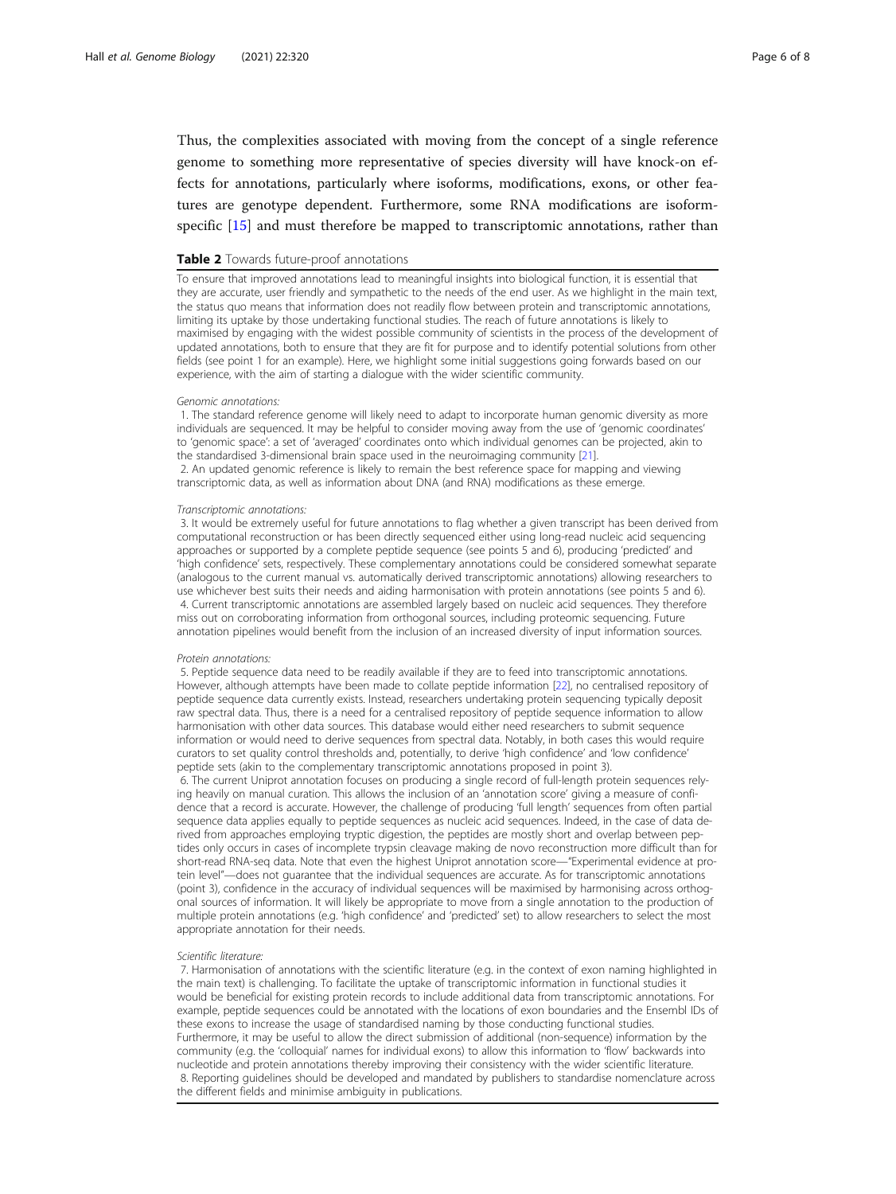Thus, the complexities associated with moving from the concept of a single reference genome to something more representative of species diversity will have knock-on effects for annotations, particularly where isoforms, modifications, exons, or other features are genotype dependent. Furthermore, some RNA modifications are isoform-specific [15] and must therefore be mapped to transcriptomic annotations, rather than

**Table 2** Towards future-proof annotations

To ensure that improved annotations lead to meaningful insights into biological function, it is essential that they are accurate, user friendly and sympathetic to the needs of the end user. As we highlight in the main text, the status quo means that information does not readily flow between protein and transcriptomic annotations, limiting its uptake by those undertaking functional studies. The reach of future annotations is likely to maximised by engaging with the widest possible community of scientists in the process of the development of updated annotations, both to ensure that they are fit for purpose and to identify potential solutions from other fields (see point 1 for an example). Here, we highlight some initial suggestions going forwards based on our experience, with the aim of starting a dialogue with the wider scientific community.

*Genomic annotations:*

1. The standard reference genome will likely need to adapt to incorporate human genomic diversity as more individuals are sequenced. It may be helpful to consider moving away from the use of 'genomic coordinates' to 'genomic space': a set of 'averaged' coordinates onto which individual genomes can be projected, akin to the standardised 3-dimensional brain space used in the neuroimaging community [21].
2. An updated genomic reference is likely to remain the best reference space for mapping and viewing transcriptomic data, as well as information about DNA (and RNA) modifications as these emerge.

*Transcriptomic annotations:*

3. It would be extremely useful for future annotations to flag whether a given transcript has been derived from computational reconstruction or has been directly sequenced either using long-read nucleic acid sequencing approaches or supported by a complete peptide sequence (see points 5 and 6), producing 'predicted' and 'high confidence' sets, respectively. These complementary annotations could be considered somewhat separate (analogous to the current manual vs. automatically derived transcriptomic annotations) allowing researchers to use whichever best suits their needs and aiding harmonisation with protein annotations (see points 5 and 6).
4. Current transcriptomic annotations are assembled largely based on nucleic acid sequences. They therefore miss out on corroborating information from orthogonal sources, including proteomic sequencing. Future annotation pipelines would benefit from the inclusion of an increased diversity of input information sources.

*Protein annotations:*

5. Peptide sequence data need to be readily available if they are to feed into transcriptomic annotations. However, although attempts have been made to collate peptide information [22], no centralised repository of peptide sequence data currently exists. Instead, researchers undertaking protein sequencing typically deposit raw spectral data. Thus, there is a need for a centralised repository of peptide sequence information to allow harmonisation with other data sources. This database would either need researchers to submit sequence information or would need to derive sequences from spectral data. Notably, in both cases this would require curators to set quality control thresholds and, potentially, to derive 'high confidence' and 'low confidence' peptide sets (akin to the complementary transcriptomic annotations proposed in point 3).
6. The current Uniprot annotation focuses on producing a single record of full-length protein sequences relying heavily on manual curation. This allows the inclusion of an 'annotation score' giving a measure of confidence that a record is accurate. However, the challenge of producing 'full length' sequences from often partial sequence data applies equally to peptide sequences as nucleic acid sequences. Indeed, in the case of data derived from approaches employing tryptic digestion, the peptides are mostly short and overlap between peptides only occurs in cases of incomplete trypsin cleavage making de novo reconstruction more difficult than for short-read RNA-seq data. Note that even the highest Uniprot annotation score—"Experimental evidence at protein level"—does not guarantee that the individual sequences are accurate. As for transcriptomic annotations (point 3), confidence in the accuracy of individual sequences will be maximised by harmonising across orthogonal sources of information. It will likely be appropriate to move from a single annotation to the production of multiple protein annotations (e.g. 'high confidence' and 'predicted' set) to allow researchers to select the most appropriate annotation for their needs.

*Scientific literature:*

7. Harmonisation of annotations with the scientific literature (e.g. in the context of exon naming highlighted in the main text) is challenging. To facilitate the uptake of transcriptomic information in functional studies it would be beneficial for existing protein records to include additional data from transcriptomic annotations. For example, peptide sequences could be annotated with the locations of exon boundaries and the Ensembl IDs of these exons to increase the usage of standardised naming by those conducting functional studies. Furthermore, it may be useful to allow the direct submission of additional (non-sequence) information by the community (e.g. the 'colloquial' names for individual exons) to allow this information to 'flow' backwards into nucleotide and protein annotations thereby improving their consistency with the wider scientific literature.
8. Reporting guidelines should be developed and mandated by publishers to standardise nomenclature across the different fields and minimise ambiguity in publications.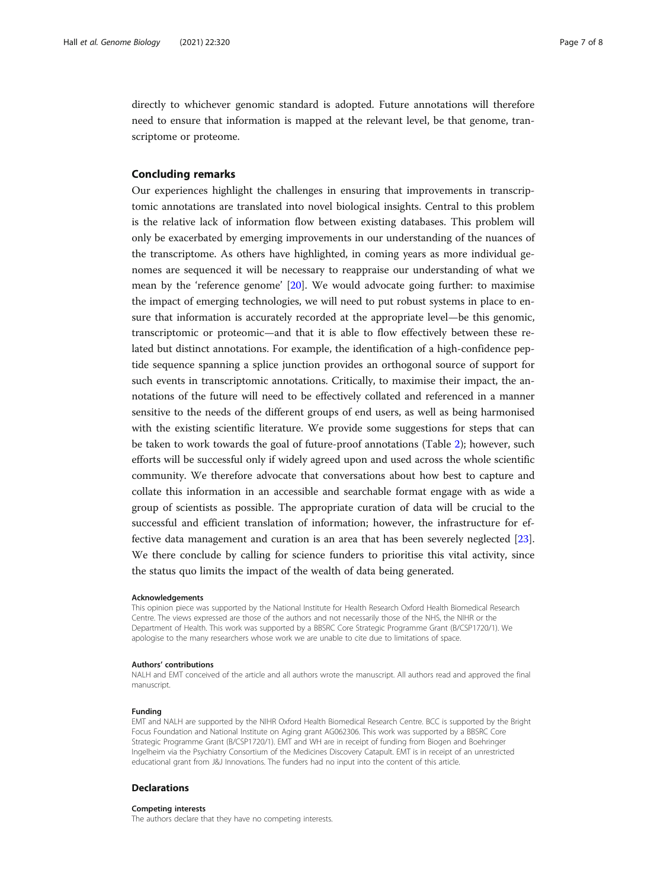directly to whichever genomic standard is adopted. Future annotations will therefore need to ensure that information is mapped at the relevant level, be that genome, transcriptome or proteome.

## Concluding remarks

Our experiences highlight the challenges in ensuring that improvements in transcriptomic annotations are translated into novel biological insights. Central to this problem is the relative lack of information flow between existing databases. This problem will only be exacerbated by emerging improvements in our understanding of the nuances of the transcriptome. As others have highlighted, in coming years as more individual genomes are sequenced it will be necessary to reappraise our understanding of what we mean by the 'reference genome' [20]. We would advocate going further: to maximise the impact of emerging technologies, we will need to put robust systems in place to ensure that information is accurately recorded at the appropriate level—be this genomic, transcriptomic or proteomic—and that it is able to flow effectively between these related but distinct annotations. For example, the identification of a high-confidence peptide sequence spanning a splice junction provides an orthogonal source of support for such events in transcriptomic annotations. Critically, to maximise their impact, the annotations of the future will need to be effectively collated and referenced in a manner sensitive to the needs of the different groups of end users, as well as being harmonised with the existing scientific literature. We provide some suggestions for steps that can be taken to work towards the goal of future-proof annotations (Table 2); however, such efforts will be successful only if widely agreed upon and used across the whole scientific community. We therefore advocate that conversations about how best to capture and collate this information in an accessible and searchable format engage with as wide a group of scientists as possible. The appropriate curation of data will be crucial to the successful and efficient translation of information; however, the infrastructure for effective data management and curation is an area that has been severely neglected [23]. We there conclude by calling for science funders to prioritise this vital activity, since the status quo limits the impact of the wealth of data being generated.

#### Acknowledgements

This opinion piece was supported by the National Institute for Health Research Oxford Health Biomedical Research Centre. The views expressed are those of the authors and not necessarily those of the NHS, the NIHR or the Department of Health. This work was supported by a BBSRC Core Strategic Programme Grant (B/CSP1720/1). We apologise to the many researchers whose work we are unable to cite due to limitations of space.

#### Authors' contributions

NALH and EMT conceived of the article and all authors wrote the manuscript. All authors read and approved the final manuscript.

#### Funding

EMT and NALH are supported by the NIHR Oxford Health Biomedical Research Centre. BCC is supported by the Bright Focus Foundation and National Institute on Aging grant AG062306. This work was supported by a BBSRC Core Strategic Programme Grant (B/CSP1720/1). EMT and WH are in receipt of funding from Biogen and Boehringer Ingelheim via the Psychiatry Consortium of the Medicines Discovery Catapult. EMT is in receipt of an unrestricted educational grant from J&J Innovations. The funders had no input into the content of this article.

## Declarations

#### Competing interests

The authors declare that they have no competing interests.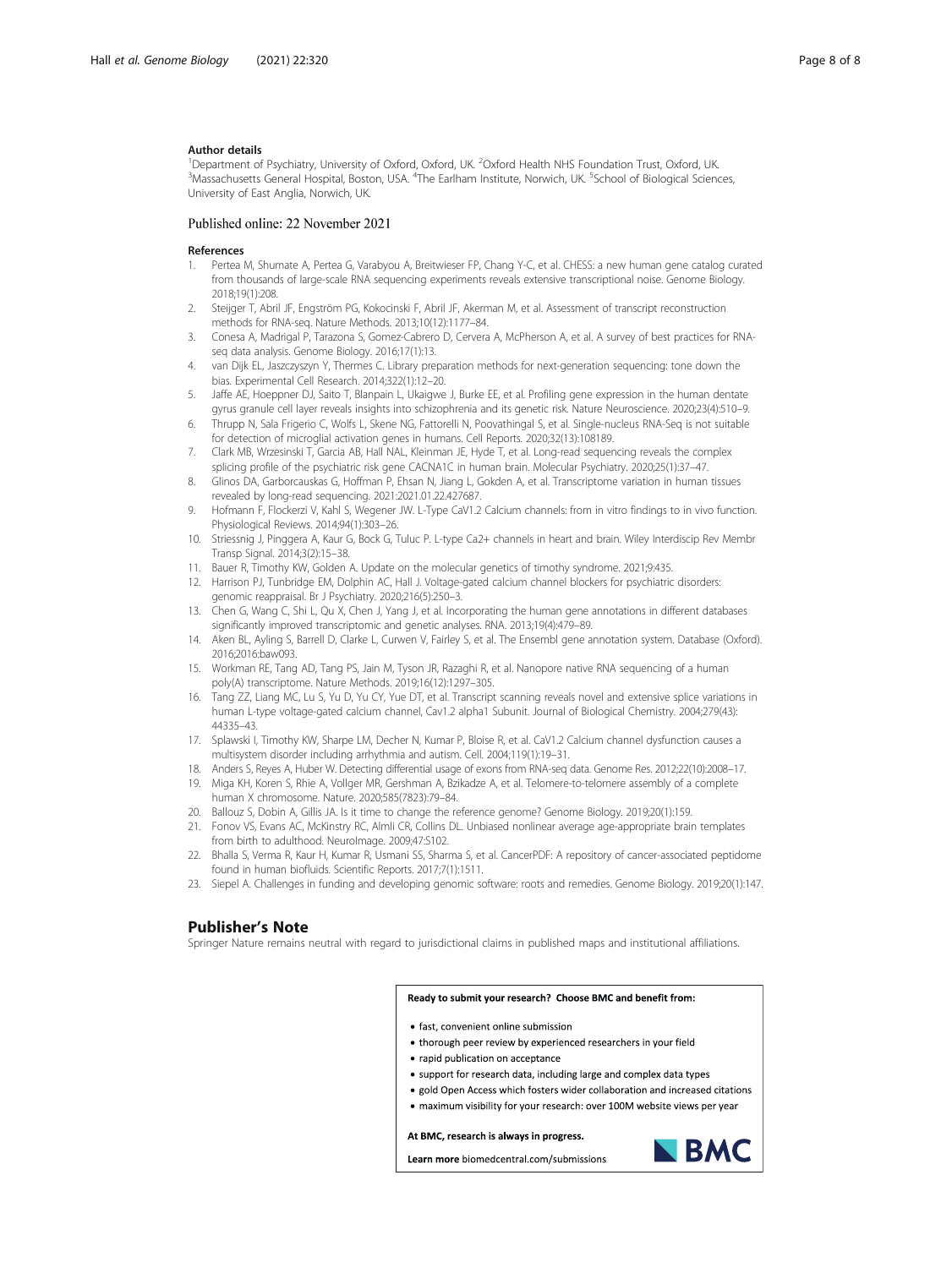#### Author details

[1]Department of Psychiatry, University of Oxford, Oxford, UK. [2]Oxford Health NHS Foundation Trust, Oxford, UK. [3]Massachusetts General Hospital, Boston, USA. [4]The Earlham Institute, Norwich, UK. [5]School of Biological Sciences, University of East Anglia, Norwich, UK.

Published online: 22 November 2021

#### References

1. Pertea M, Shumate A, Pertea G, Varabyou A, Breitwieser FP, Chang Y-C, et al. CHESS: a new human gene catalog curated from thousands of large-scale RNA sequencing experiments reveals extensive transcriptional noise. Genome Biology. 2018;19(1):208.
2. Steijger T, Abril JF, Engström PG, Kokocinski F, Abril JF, Akerman M, et al. Assessment of transcript reconstruction methods for RNA-seq. Nature Methods. 2013;10(12):1177–84.
3. Conesa A, Madrigal P, Tarazona S, Gomez-Cabrero D, Cervera A, McPherson A, et al. A survey of best practices for RNA-seq data analysis. Genome Biology. 2016;17(1):13.
4. van Dijk EL, Jaszczyszyn Y, Thermes C. Library preparation methods for next-generation sequencing: tone down the bias. Experimental Cell Research. 2014;322(1):12–20.
5. Jaffe AE, Hoeppner DJ, Saito T, Blanpain L, Ukaigwe J, Burke EE, et al. Profiling gene expression in the human dentate gyrus granule cell layer reveals insights into schizophrenia and its genetic risk. Nature Neuroscience. 2020;23(4):510–9.
6. Thrupp N, Sala Frigerio C, Wolfs L, Skene NG, Fattorelli N, Poovathingal S, et al. Single-nucleus RNA-Seq is not suitable for detection of microglial activation genes in humans. Cell Reports. 2020;32(13):108189.
7. Clark MB, Wrzesinski T, Garcia AB, Hall NAL, Kleinman JE, Hyde T, et al. Long-read sequencing reveals the complex splicing profile of the psychiatric risk gene CACNA1C in human brain. Molecular Psychiatry. 2020;25(1):37–47.
8. Glinos DA, Garborcauskas G, Hoffman P, Ehsan N, Jiang L, Gokden A, et al. Transcriptome variation in human tissues revealed by long-read sequencing. 2021:2021.01.22.427687.
9. Hofmann F, Flockerzi V, Kahl S, Wegener JW. L-Type CaV1.2 Calcium channels: from in vitro findings to in vivo function. Physiological Reviews. 2014;94(1):303–26.
10. Striessnig J, Pinggera A, Kaur G, Bock G, Tuluc P. L-type Ca2+ channels in heart and brain. Wiley Interdiscip Rev Membr Transp Signal. 2014;3(2):15–38.
11. Bauer R, Timothy KW, Golden A. Update on the molecular genetics of timothy syndrome. 2021;9:435.
12. Harrison PJ, Tunbridge EM, Dolphin AC, Hall J. Voltage-gated calcium channel blockers for psychiatric disorders: genomic reappraisal. Br J Psychiatry. 2020;216(5):250–3.
13. Chen G, Wang C, Shi L, Qu X, Chen J, Yang J, et al. Incorporating the human gene annotations in different databases significantly improved transcriptomic and genetic analyses. RNA. 2013;19(4):479–89.
14. Aken BL, Ayling S, Barrell D, Clarke L, Curwen V, Fairley S, et al. The Ensembl gene annotation system. Database (Oxford). 2016;2016:baw093.
15. Workman RE, Tang AD, Tang PS, Jain M, Tyson JR, Razaghi R, et al. Nanopore native RNA sequencing of a human poly(A) transcriptome. Nature Methods. 2019;16(12):1297–305.
16. Tang ZZ, Liang MC, Lu S, Yu D, Yu CY, Yue DT, et al. Transcript scanning reveals novel and extensive splice variations in human L-type voltage-gated calcium channel, Cav1.2 alpha1 Subunit. Journal of Biological Chemistry. 2004;279(43):44335–43.
17. Splawski I, Timothy KW, Sharpe LM, Decher N, Kumar P, Bloise R, et al. CaV1.2 Calcium channel dysfunction causes a multisystem disorder including arrhythmia and autism. Cell. 2004;119(1):19–31.
18. Anders S, Reyes A, Huber W. Detecting differential usage of exons from RNA-seq data. Genome Res. 2012;22(10):2008–17.
19. Miga KH, Koren S, Rhie A, Vollger MR, Gershman A, Bzikadze A, et al. Telomere-to-telomere assembly of a complete human X chromosome. Nature. 2020;585(7823):79–84.
20. Ballouz S, Dobin A, Gillis JA. Is it time to change the reference genome? Genome Biology. 2019;20(1):159.
21. Fonov VS, Evans AC, McKinstry RC, Almli CR, Collins DL. Unbiased nonlinear average age-appropriate brain templates from birth to adulthood. NeuroImage. 2009;47:S102.
22. Bhalla S, Verma R, Kaur H, Kumar R, Usmani SS, Sharma S, et al. CancerPDF: A repository of cancer-associated peptidome found in human biofluids. Scientific Reports. 2017;7(1):1511.
23. Siepel A. Challenges in funding and developing genomic software: roots and remedies. Genome Biology. 2019;20(1):147.

## Publisher's Note

Springer Nature remains neutral with regard to jurisdictional claims in published maps and institutional affiliations.

**Ready to submit your research? Choose BMC and benefit from:**

- fast, convenient online submission
- thorough peer review by experienced researchers in your field
- rapid publication on acceptance
- support for research data, including large and complex data types
- gold Open Access which fosters wider collaboration and increased citations
- maximum visibility for your research: over 100M website views per year

**At BMC, research is always in progress.**

**Learn more** biomedcentral.com/submissions

BMC